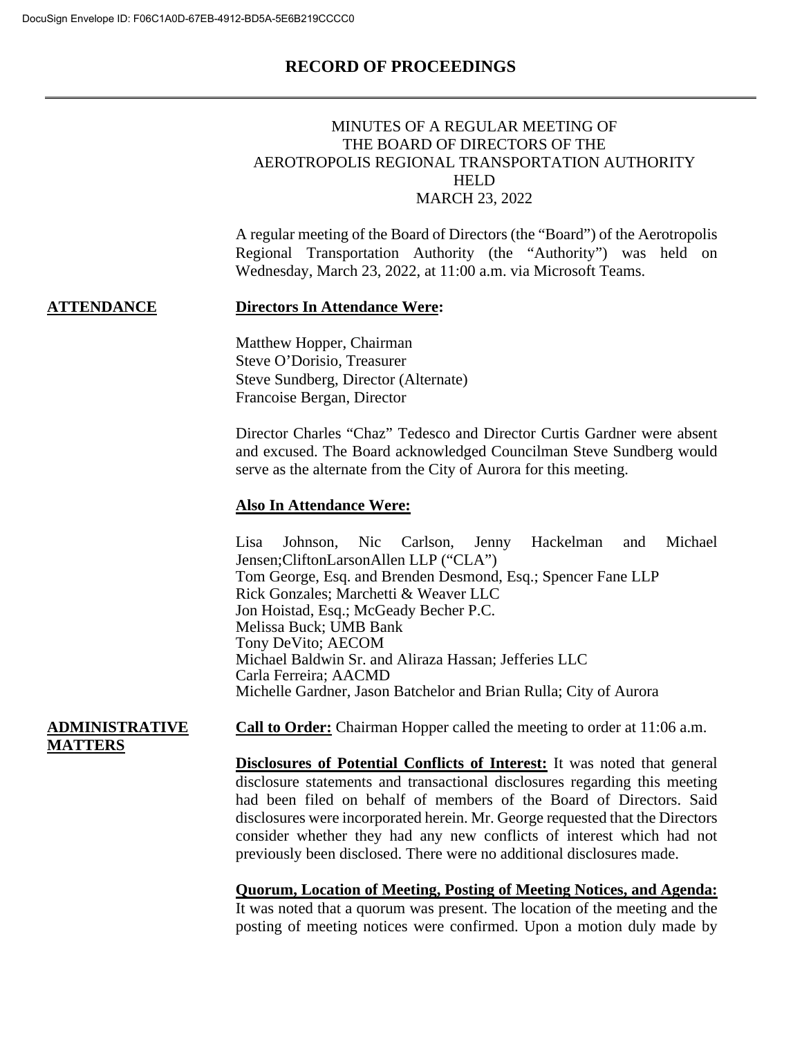# RECORD OF PROCEEDINGS

MINUTES OF A REGULAR MEETING OF
THE BOARD OF DIRECTORS OF THE
AEROTROPOLIS REGIONAL TRANSPORTATION AUTHORITY
HELD
MARCH 23, 2022

A regular meeting of the Board of Directors (the "Board") of the Aerotropolis Regional Transportation Authority (the "Authority") was held on Wednesday, March 23, 2022, at 11:00 a.m. via Microsoft Teams.

**ATTENDANCE**

**Directors In Attendance Were:**

Matthew Hopper, Chairman
Steve O'Dorisio, Treasurer
Steve Sundberg, Director (Alternate)
Francoise Bergan, Director

Director Charles "Chaz" Tedesco and Director Curtis Gardner were absent and excused. The Board acknowledged Councilman Steve Sundberg would serve as the alternate from the City of Aurora for this meeting.

**Also In Attendance Were:**

Lisa Johnson, Nic Carlson, Jenny Hackelman and Michael Jensen;CliftonLarsonAllen LLP ("CLA")
Tom George, Esq. and Brenden Desmond, Esq.; Spencer Fane LLP
Rick Gonzales; Marchetti & Weaver LLC
Jon Hoistad, Esq.; McGeady Becher P.C.
Melissa Buck; UMB Bank
Tony DeVito; AECOM
Michael Baldwin Sr. and Aliraza Hassan; Jefferies LLC
Carla Ferreira; AACMD
Michelle Gardner, Jason Batchelor and Brian Rulla; City of Aurora

**ADMINISTRATIVE MATTERS**

**Call to Order:** Chairman Hopper called the meeting to order at 11:06 a.m.

**Disclosures of Potential Conflicts of Interest:** It was noted that general disclosure statements and transactional disclosures regarding this meeting had been filed on behalf of members of the Board of Directors. Said disclosures were incorporated herein. Mr. George requested that the Directors consider whether they had any new conflicts of interest which had not previously been disclosed. There were no additional disclosures made.

**Quorum, Location of Meeting, Posting of Meeting Notices, and Agenda:** It was noted that a quorum was present. The location of the meeting and the posting of meeting notices were confirmed. Upon a motion duly made by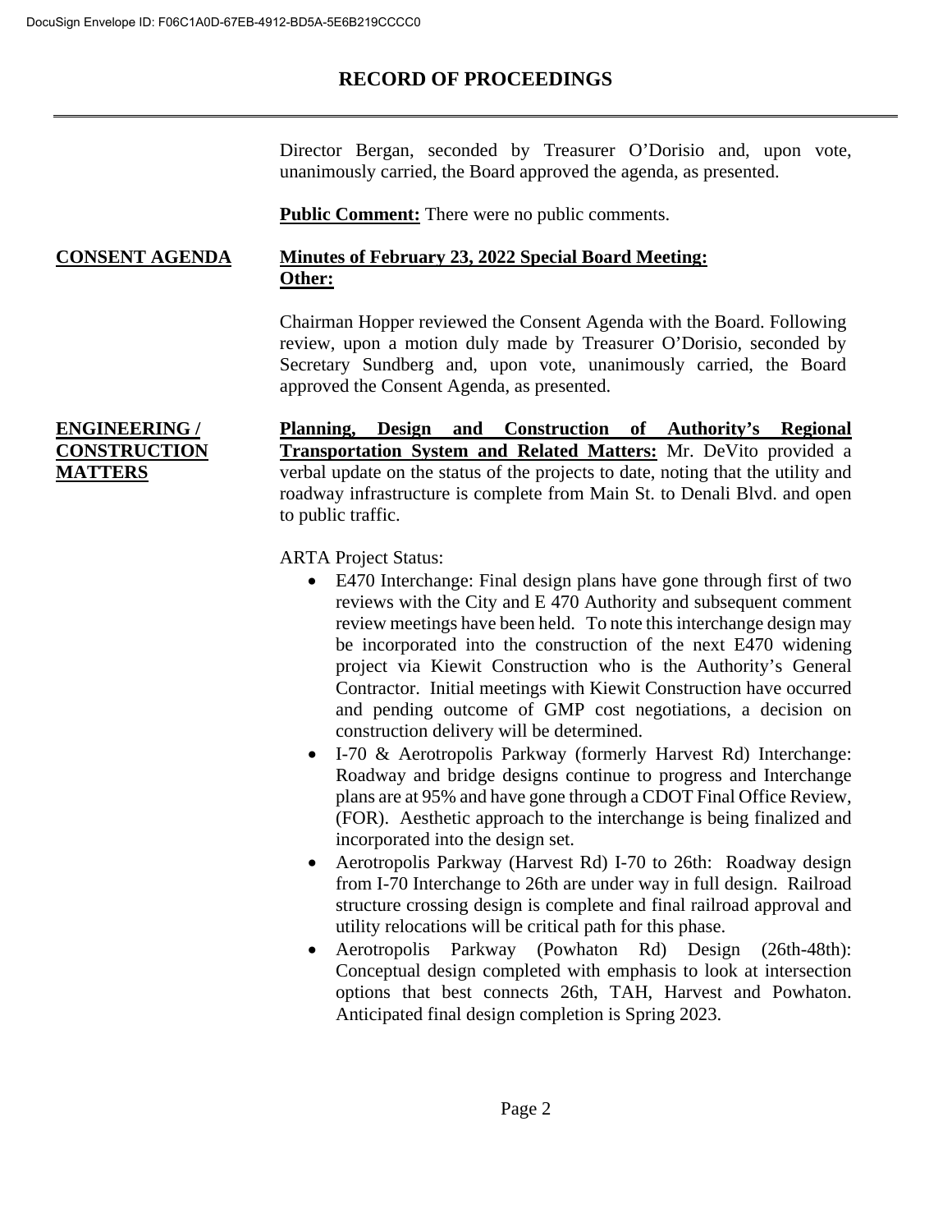# RECORD OF PROCEEDINGS

Director Bergan, seconded by Treasurer O'Dorisio and, upon vote, unanimously carried, the Board approved the agenda, as presented.

**Public Comment:** There were no public comments.

**CONSENT AGENDA**

**Minutes of February 23, 2022 Special Board Meeting:**
**Other:**

Chairman Hopper reviewed the Consent Agenda with the Board. Following review, upon a motion duly made by Treasurer O'Dorisio, seconded by Secretary Sundberg and, upon vote, unanimously carried, the Board approved the Consent Agenda, as presented.

**ENGINEERING / CONSTRUCTION MATTERS**

**Planning, Design and Construction of Authority's Regional Transportation System and Related Matters:** Mr. DeVito provided a verbal update on the status of the projects to date, noting that the utility and roadway infrastructure is complete from Main St. to Denali Blvd. and open to public traffic.

ARTA Project Status:

- E470 Interchange: Final design plans have gone through first of two reviews with the City and E 470 Authority and subsequent comment review meetings have been held. To note this interchange design may be incorporated into the construction of the next E470 widening project via Kiewit Construction who is the Authority's General Contractor. Initial meetings with Kiewit Construction have occurred and pending outcome of GMP cost negotiations, a decision on construction delivery will be determined.
- I-70 & Aerotropolis Parkway (formerly Harvest Rd) Interchange: Roadway and bridge designs continue to progress and Interchange plans are at 95% and have gone through a CDOT Final Office Review, (FOR). Aesthetic approach to the interchange is being finalized and incorporated into the design set.
- Aerotropolis Parkway (Harvest Rd) I-70 to 26th: Roadway design from I-70 Interchange to 26th are under way in full design. Railroad structure crossing design is complete and final railroad approval and utility relocations will be critical path for this phase.
- Aerotropolis Parkway (Powhaton Rd) Design (26th-48th): Conceptual design completed with emphasis to look at intersection options that best connects 26th, TAH, Harvest and Powhaton. Anticipated final design completion is Spring 2023.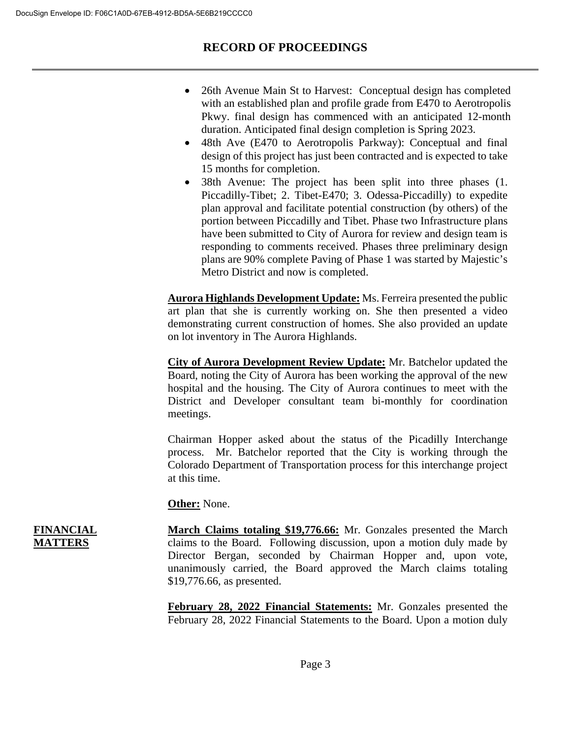- 26th Avenue Main St to Harvest: Conceptual design has completed with an established plan and profile grade from E470 to Aerotropolis Pkwy. final design has commenced with an anticipated 12-month duration. Anticipated final design completion is Spring 2023.
- 48th Ave (E470 to Aerotropolis Parkway): Conceptual and final design of this project has just been contracted and is expected to take 15 months for completion.
- 38th Avenue: The project has been split into three phases (1. Piccadilly-Tibet; 2. Tibet-E470; 3. Odessa-Piccadilly) to expedite plan approval and facilitate potential construction (by others) of the portion between Piccadilly and Tibet. Phase two Infrastructure plans have been submitted to City of Aurora for review and design team is responding to comments received. Phases three preliminary design plans are 90% complete Paving of Phase 1 was started by Majestic's Metro District and now is completed.

**Aurora Highlands Development Update:** Ms. Ferreira presented the public art plan that she is currently working on. She then presented a video demonstrating current construction of homes. She also provided an update on lot inventory in The Aurora Highlands.

**City of Aurora Development Review Update:** Mr. Batchelor updated the Board, noting the City of Aurora has been working the approval of the new hospital and the housing. The City of Aurora continues to meet with the District and Developer consultant team bi-monthly for coordination meetings.

Chairman Hopper asked about the status of the Picadilly Interchange process. Mr. Batchelor reported that the City is working through the Colorado Department of Transportation process for this interchange project at this time.

**Other:** None.

**FINANCIAL MATTERS**

**March Claims totaling $19,776.66:** Mr. Gonzales presented the March claims to the Board. Following discussion, upon a motion duly made by Director Bergan, seconded by Chairman Hopper and, upon vote, unanimously carried, the Board approved the March claims totaling $19,776.66, as presented.

**February 28, 2022 Financial Statements:** Mr. Gonzales presented the February 28, 2022 Financial Statements to the Board. Upon a motion duly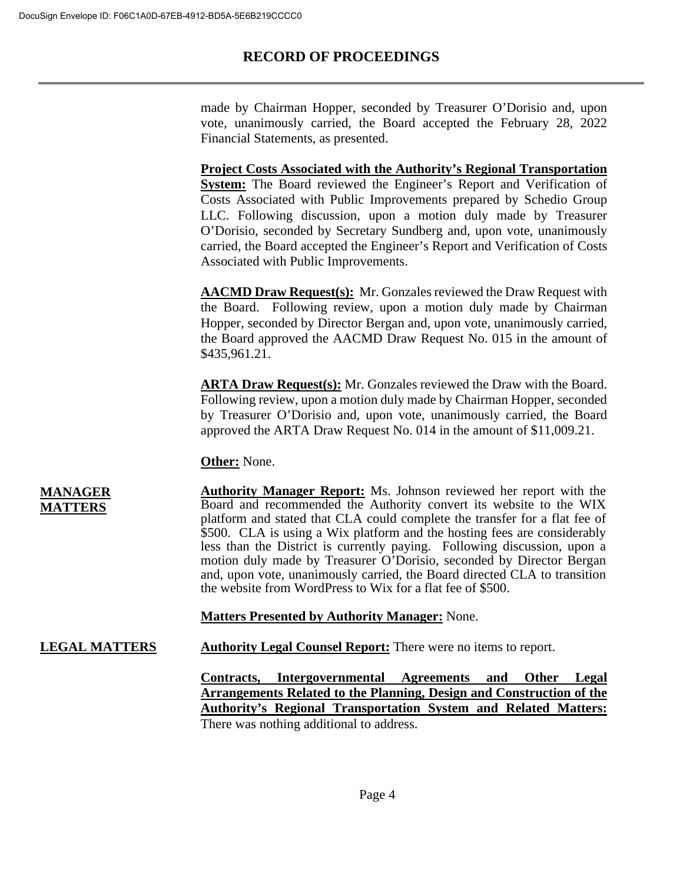made by Chairman Hopper, seconded by Treasurer O'Dorisio and, upon vote, unanimously carried, the Board accepted the February 28, 2022 Financial Statements, as presented.

**Project Costs Associated with the Authority's Regional Transportation System:** The Board reviewed the Engineer's Report and Verification of Costs Associated with Public Improvements prepared by Schedio Group LLC. Following discussion, upon a motion duly made by Treasurer O'Dorisio, seconded by Secretary Sundberg and, upon vote, unanimously carried, the Board accepted the Engineer's Report and Verification of Costs Associated with Public Improvements.

**AACMD Draw Request(s):** Mr. Gonzales reviewed the Draw Request with the Board. Following review, upon a motion duly made by Chairman Hopper, seconded by Director Bergan and, upon vote, unanimously carried, the Board approved the AACMD Draw Request No. 015 in the amount of $435,961.21.

**ARTA Draw Request(s):** Mr. Gonzales reviewed the Draw with the Board. Following review, upon a motion duly made by Chairman Hopper, seconded by Treasurer O'Dorisio and, upon vote, unanimously carried, the Board approved the ARTA Draw Request No. 014 in the amount of $11,009.21.

**Other:** None.

## MANAGER MATTERS

**Authority Manager Report:** Ms. Johnson reviewed her report with the Board and recommended the Authority convert its website to the WIX platform and stated that CLA could complete the transfer for a flat fee of $500. CLA is using a Wix platform and the hosting fees are considerably less than the District is currently paying. Following discussion, upon a motion duly made by Treasurer O'Dorisio, seconded by Director Bergan and, upon vote, unanimously carried, the Board directed CLA to transition the website from WordPress to Wix for a flat fee of $500.

**Matters Presented by Authority Manager:** None.

## LEGAL MATTERS

**Authority Legal Counsel Report:** There were no items to report.

**Contracts, Intergovernmental Agreements and Other Legal Arrangements Related to the Planning, Design and Construction of the Authority's Regional Transportation System and Related Matters:** There was nothing additional to address.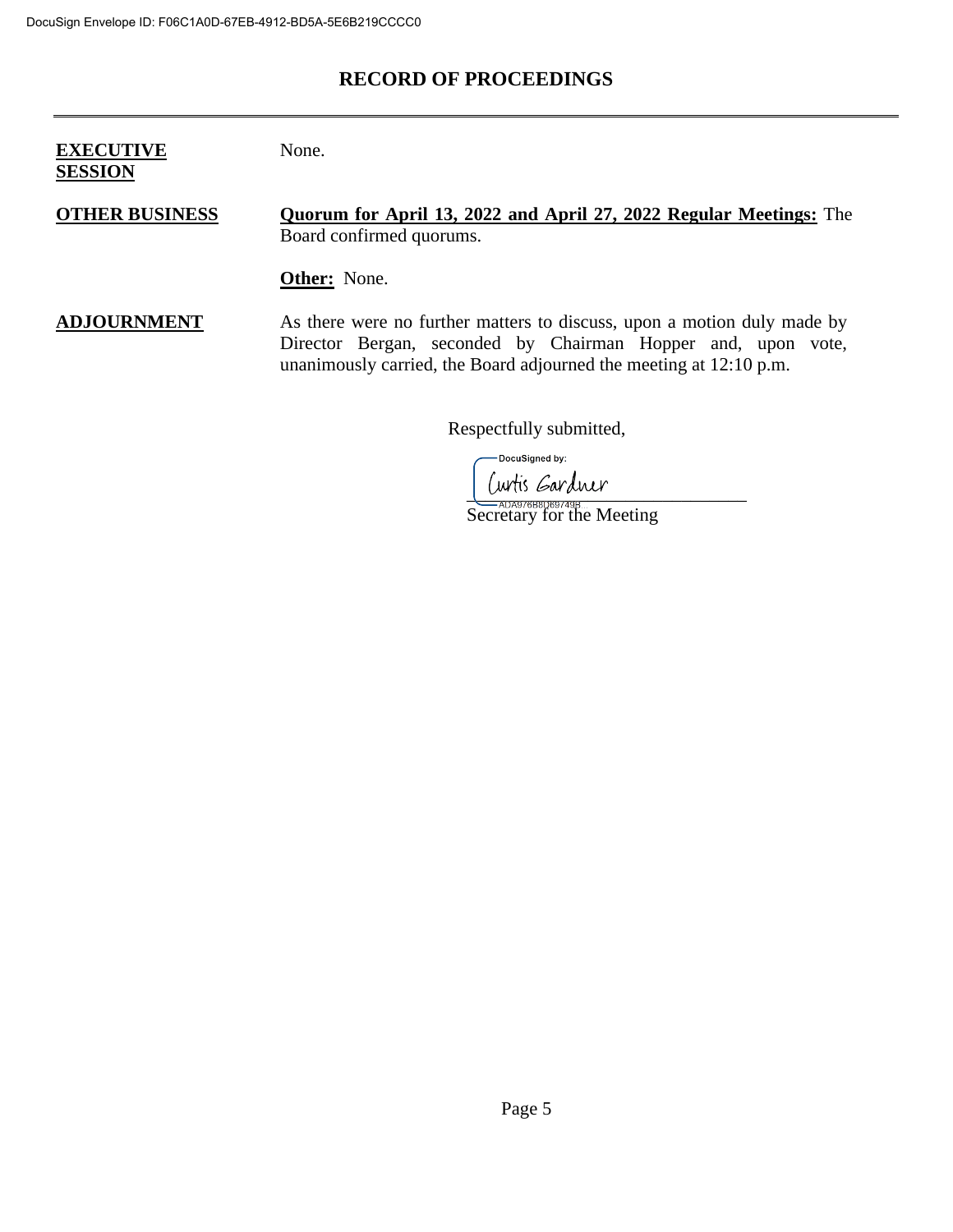# RECORD OF PROCEEDINGS

---

| | |
|---|---|
| **EXECUTIVE SESSION** | None. |
| **OTHER BUSINESS** | **Quorum for April 13, 2022 and April 27, 2022 Regular Meetings:** The Board confirmed quorums. <br><br> **Other:** None. |
| **ADJOURNMENT** | As there were no further matters to discuss, upon a motion duly made by Director Bergan, seconded by Chairman Hopper and, upon vote, unanimously carried, the Board adjourned the meeting at 12:10 p.m. |

Respectfully submitted,

DocuSigned by:
Curtis Gardner
ADA976B8D69749B

Secretary for the Meeting